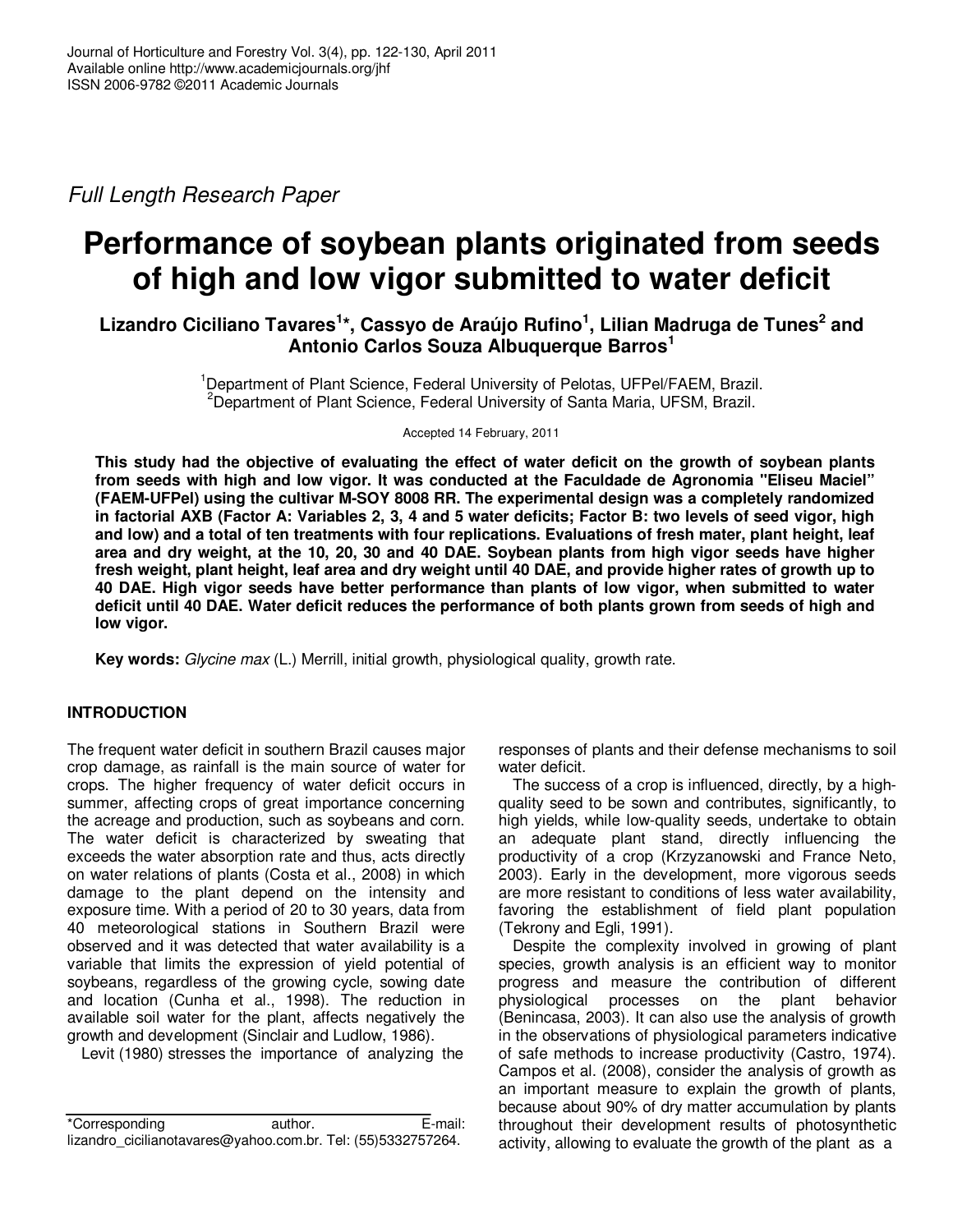Full Length Research Paper

# Performance of soybean plants originated from seeds of high and low vigor submitted to water deficit

**Lizandro Ciciliano Tavares[1]*, Cassyo de Araújo Rufino[1], Lilian Madruga de Tunes[2] and Antonio Carlos Souza Albuquerque Barros[1]**

[1]Department of Plant Science, Federal University of Pelotas, UFPel/FAEM, Brazil.
[2]Department of Plant Science, Federal University of Santa Maria, UFSM, Brazil.

Accepted 14 February, 2011

**This study had the objective of evaluating the effect of water deficit on the growth of soybean plants from seeds with high and low vigor. It was conducted at the Faculdade de Agronomia "Eliseu Maciel" (FAEM-UFPel) using the cultivar M-SOY 8008 RR. The experimental design was a completely randomized in factorial AXB (Factor A: Variables 2, 3, 4 and 5 water deficits; Factor B: two levels of seed vigor, high and low) and a total of ten treatments with four replications. Evaluations of fresh mater, plant height, leaf area and dry weight, at the 10, 20, 30 and 40 DAE. Soybean plants from high vigor seeds have higher fresh weight, plant height, leaf area and dry weight until 40 DAE, and provide higher rates of growth up to 40 DAE. High vigor seeds have better performance than plants of low vigor, when submitted to water deficit until 40 DAE. Water deficit reduces the performance of both plants grown from seeds of high and low vigor.**

**Key words:** *Glycine max* (L.) Merrill, initial growth, physiological quality, growth rate.

## INTRODUCTION

The frequent water deficit in southern Brazil causes major crop damage, as rainfall is the main source of water for crops. The higher frequency of water deficit occurs in summer, affecting crops of great importance concerning the acreage and production, such as soybeans and corn. The water deficit is characterized by sweating that exceeds the water absorption rate and thus, acts directly on water relations of plants (Costa et al., 2008) in which damage to the plant depend on the intensity and exposure time. With a period of 20 to 30 years, data from 40 meteorological stations in Southern Brazil were observed and it was detected that water availability is a variable that limits the expression of yield potential of soybeans, regardless of the growing cycle, sowing date and location (Cunha et al., 1998). The reduction in available soil water for the plant, affects negatively the growth and development (Sinclair and Ludlow, 1986).

Levit (1980) stresses the importance of analyzing the responses of plants and their defense mechanisms to soil water deficit.

The success of a crop is influenced, directly, by a high-quality seed to be sown and contributes, significantly, to high yields, while low-quality seeds, undertake to obtain an adequate plant stand, directly influencing the productivity of a crop (Krzyzanowski and France Neto, 2003). Early in the development, more vigorous seeds are more resistant to conditions of less water availability, favoring the establishment of field plant population (Tekrony and Egli, 1991).

Despite the complexity involved in growing of plant species, growth analysis is an efficient way to monitor progress and measure the contribution of different physiological processes on the plant behavior (Benincasa, 2003). It can also use the analysis of growth in the observations of physiological parameters indicative of safe methods to increase productivity (Castro, 1974). Campos et al. (2008), consider the analysis of growth as an important measure to explain the growth of plants, because about 90% of dry matter accumulation by plants throughout their development results of photosynthetic activity, allowing to evaluate the growth of the plant as a

*Corresponding author. E-mail: lizandro_cicilianotavares@yahoo.com.br. Tel: (55)5332757264.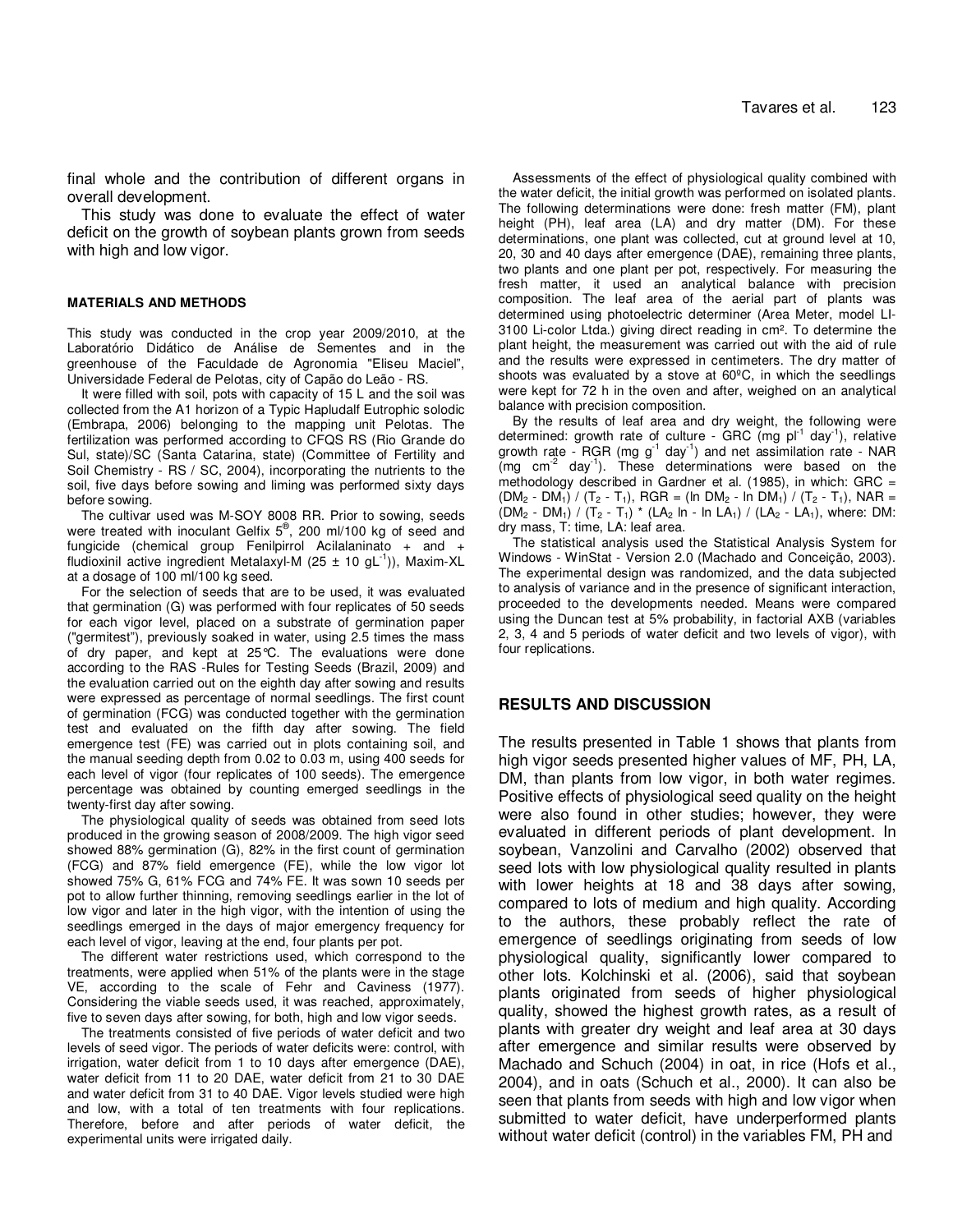final whole and the contribution of different organs in overall development.

This study was done to evaluate the effect of water deficit on the growth of soybean plants grown from seeds with high and low vigor.

## MATERIALS AND METHODS

This study was conducted in the crop year 2009/2010, at the Laboratório Didático de Análise de Sementes and in the greenhouse of the Faculdade de Agronomia "Eliseu Maciel", Universidade Federal de Pelotas, city of Capão do Leão - RS.

It were filled with soil, pots with capacity of 15 L and the soil was collected from the A1 horizon of a Typic Hapludalf Eutrophic solodic (Embrapa, 2006) belonging to the mapping unit Pelotas. The fertilization was performed according to CFQS RS (Rio Grande do Sul, state)/SC (Santa Catarina, state) (Committee of Fertility and Soil Chemistry - RS / SC, 2004), incorporating the nutrients to the soil, five days before sowing and liming was performed sixty days before sowing.

The cultivar used was M-SOY 8008 RR. Prior to sowing, seeds were treated with inoculant Gelfix 5®, 200 ml/100 kg of seed and fungicide (chemical group Fenilpirrol Acilalaninato + and + fludioxinil active ingredient Metalaxyl-M (25 ± 10 $gL^{-1}$)), Maxim-XL at a dosage of 100 ml/100 kg seed.

For the selection of seeds that are to be used, it was evaluated that germination (G) was performed with four replicates of 50 seeds for each vigor level, placed on a substrate of germination paper ("germitest"), previously soaked in water, using 2.5 times the mass of dry paper, and kept at 25°C. The evaluations were done according to the RAS -Rules for Testing Seeds (Brazil, 2009) and the evaluation carried out on the eighth day after sowing and results were expressed as percentage of normal seedlings. The first count of germination (FCG) was conducted together with the germination test and evaluated on the fifth day after sowing. The field emergence test (FE) was carried out in plots containing soil, and the manual seeding depth from 0.02 to 0.03 m, using 400 seeds for each level of vigor (four replicates of 100 seeds). The emergence percentage was obtained by counting emerged seedlings in the twenty-first day after sowing.

The physiological quality of seeds was obtained from seed lots produced in the growing season of 2008/2009. The high vigor seed showed 88% germination (G), 82% in the first count of germination (FCG) and 87% field emergence (FE), while the low vigor lot showed 75% G, 61% FCG and 74% FE. It was sown 10 seeds per pot to allow further thinning, removing seedlings earlier in the lot of low vigor and later in the high vigor, with the intention of using the seedlings emerged in the days of major emergency frequency for each level of vigor, leaving at the end, four plants per pot.

The different water restrictions used, which correspond to the treatments, were applied when 51% of the plants were in the stage VE, according to the scale of Fehr and Caviness (1977). Considering the viable seeds used, it was reached, approximately, five to seven days after sowing, for both, high and low vigor seeds.

The treatments consisted of five periods of water deficit and two levels of seed vigor. The periods of water deficits were: control, with irrigation, water deficit from 1 to 10 days after emergence (DAE), water deficit from 11 to 20 DAE, water deficit from 21 to 30 DAE and water deficit from 31 to 40 DAE. Vigor levels studied were high and low, with a total of ten treatments with four replications. Therefore, before and after periods of water deficit, the experimental units were irrigated daily.

Assessments of the effect of physiological quality combined with the water deficit, the initial growth was performed on isolated plants. The following determinations were done: fresh matter (FM), plant height (PH), leaf area (LA) and dry matter (DM). For these determinations, one plant was collected, cut at ground level at 10, 20, 30 and 40 days after emergence (DAE), remaining three plants, two plants and one plant per pot, respectively. For measuring the fresh matter, it used an analytical balance with precision composition. The leaf area of the aerial part of plants was determined using photoelectric determiner (Area Meter, model LI-3100 Li-color Ltda.) giving direct reading in cm². To determine the plant height, the measurement was carried out with the aid of rule and the results were expressed in centimeters. The dry matter of shoots was evaluated by a stove at 60ºC, in which the seedlings were kept for 72 h in the oven and after, weighed on an analytical balance with precision composition.

By the results of leaf area and dry weight, the following were determined: growth rate of culture - GRC (mg $pl^{-1}$ $day^{-1}$), relative growth rate - RGR (mg $g^{-1}$ $day^{-1}$) and net assimilation rate - NAR (mg $cm^{-2}$ $day^{-1}$). These determinations were based on the methodology described in Gardner et al. (1985), in which: $GRC = (DM_2 - DM_1) / (T_2 - T_1)$, $RGR = (\ln DM_2 - \ln DM_1) / (T_2 - T_1)$, $NAR = (DM_2 - DM_1) / (T_2 - T_1) * (LA_2 \ln - \ln LA_1) / (LA_2 - LA_1)$, where: DM: dry mass, T: time, LA: leaf area.

The statistical analysis used the Statistical Analysis System for Windows - WinStat - Version 2.0 (Machado and Conceição, 2003). The experimental design was randomized, and the data subjected to analysis of variance and in the presence of significant interaction, proceeded to the developments needed. Means were compared using the Duncan test at 5% probability, in factorial AXB (variables 2, 3, 4 and 5 periods of water deficit and two levels of vigor), with four replications.

## RESULTS AND DISCUSSION

The results presented in Table 1 shows that plants from high vigor seeds presented higher values of MF, PH, LA, DM, than plants from low vigor, in both water regimes. Positive effects of physiological seed quality on the height were also found in other studies; however, they were evaluated in different periods of plant development. In soybean, Vanzolini and Carvalho (2002) observed that seed lots with low physiological quality resulted in plants with lower heights at 18 and 38 days after sowing, compared to lots of medium and high quality. According to the authors, these probably reflect the rate of emergence of seedlings originating from seeds of low physiological quality, significantly lower compared to other lots. Kolchinski et al. (2006), said that soybean plants originated from seeds of higher physiological quality, showed the highest growth rates, as a result of plants with greater dry weight and leaf area at 30 days after emergence and similar results were observed by Machado and Schuch (2004) in oat, in rice (Hofs et al., 2004), and in oats (Schuch et al., 2000). It can also be seen that plants from seeds with high and low vigor when submitted to water deficit, have underperformed plants without water deficit (control) in the variables FM, PH and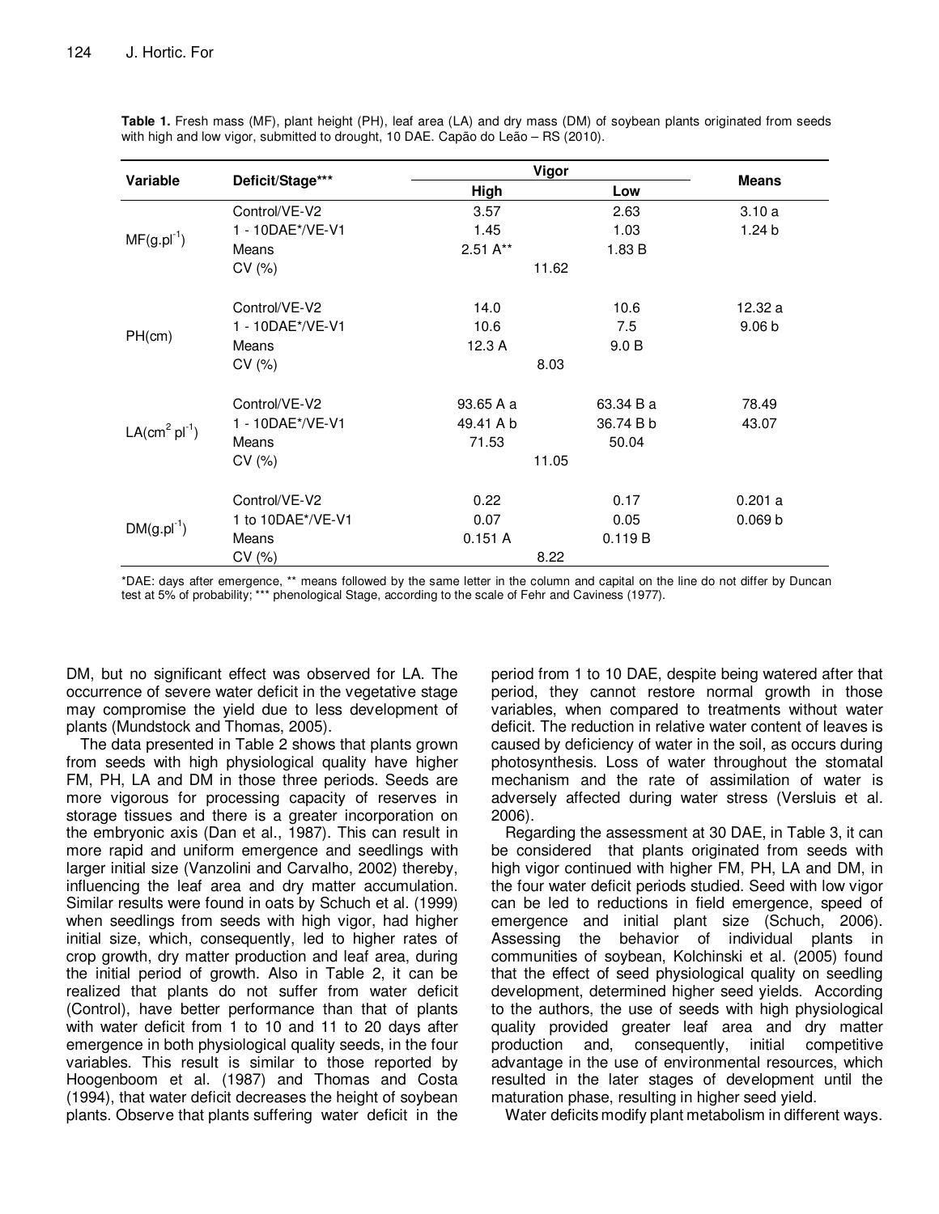**Table 1.** Fresh mass (MF), plant height (PH), leaf area (LA) and dry mass (DM) of soybean plants originated from seeds with high and low vigor, submitted to drought, 10 DAE. Capão do Leão – RS (2010).

| Variable | Deficit/Stage*** | Vigor | | Means |
|---|---|---|---|---|
| | | High | Low | |
| $MF(g.pl^{-1})$ | Control/VE-V2 | 3.57 | 2.63 | 3.10 a |
| | 1 - 10DAE*/VE-V1 | 1.45 | 1.03 | 1.24 b |
| | Means | 2.51 A** | 1.83 B | |
| | CV (%) | 11.62 | | |
| PH(cm) | Control/VE-V2 | 14.0 | 10.6 | 12.32 a |
| | 1 - 10DAE*/VE-V1 | 10.6 | 7.5 | 9.06 b |
| | Means | 12.3 A | 9.0 B | |
| | CV (%) | 8.03 | | |
| $LA(cm^2\ pl^{-1})$ | Control/VE-V2 | 93.65 A a | 63.34 B a | 78.49 |
| | 1 - 10DAE*/VE-V1 | 49.41 A b | 36.74 B b | 43.07 |
| | Means | 71.53 | 50.04 | |
| | CV (%) | 11.05 | | |
| $DM(g.pl^{-1})$ | Control/VE-V2 | 0.22 | 0.17 | 0.201 a |
| | 1 to 10DAE*/VE-V1 | 0.07 | 0.05 | 0.069 b |
| | Means | 0.151 A | 0.119 B | |
| | CV (%) | 8.22 | | |

*DAE: days after emergence, ** means followed by the same letter in the column and capital on the line do not differ by Duncan test at 5% of probability; *** phenological Stage, according to the scale of Fehr and Caviness (1977).

DM, but no significant effect was observed for LA. The occurrence of severe water deficit in the vegetative stage may compromise the yield due to less development of plants (Mundstock and Thomas, 2005).

The data presented in Table 2 shows that plants grown from seeds with high physiological quality have higher FM, PH, LA and DM in those three periods. Seeds are more vigorous for processing capacity of reserves in storage tissues and there is a greater incorporation on the embryonic axis (Dan et al., 1987). This can result in more rapid and uniform emergence and seedlings with larger initial size (Vanzolini and Carvalho, 2002) thereby, influencing the leaf area and dry matter accumulation. Similar results were found in oats by Schuch et al. (1999) when seedlings from seeds with high vigor, had higher initial size, which, consequently, led to higher rates of crop growth, dry matter production and leaf area, during the initial period of growth. Also in Table 2, it can be realized that plants do not suffer from water deficit (Control), have better performance than that of plants with water deficit from 1 to 10 and 11 to 20 days after emergence in both physiological quality seeds, in the four variables. This result is similar to those reported by Hoogenboom et al. (1987) and Thomas and Costa (1994), that water deficit decreases the height of soybean plants. Observe that plants suffering water deficit in the period from 1 to 10 DAE, despite being watered after that period, they cannot restore normal growth in those variables, when compared to treatments without water deficit. The reduction in relative water content of leaves is caused by deficiency of water in the soil, as occurs during photosynthesis. Loss of water throughout the stomatal mechanism and the rate of assimilation of water is adversely affected during water stress (Versluis et al. 2006).

Regarding the assessment at 30 DAE, in Table 3, it can be considered that plants originated from seeds with high vigor continued with higher FM, PH, LA and DM, in the four water deficit periods studied. Seed with low vigor can be led to reductions in field emergence, speed of emergence and initial plant size (Schuch, 2006). Assessing the behavior of individual plants in communities of soybean, Kolchinski et al. (2005) found that the effect of seed physiological quality on seedling development, determined higher seed yields. According to the authors, the use of seeds with high physiological quality provided greater leaf area and dry matter production and, consequently, initial competitive advantage in the use of environmental resources, which resulted in the later stages of development until the maturation phase, resulting in higher seed yield.

Water deficits modify plant metabolism in different ways.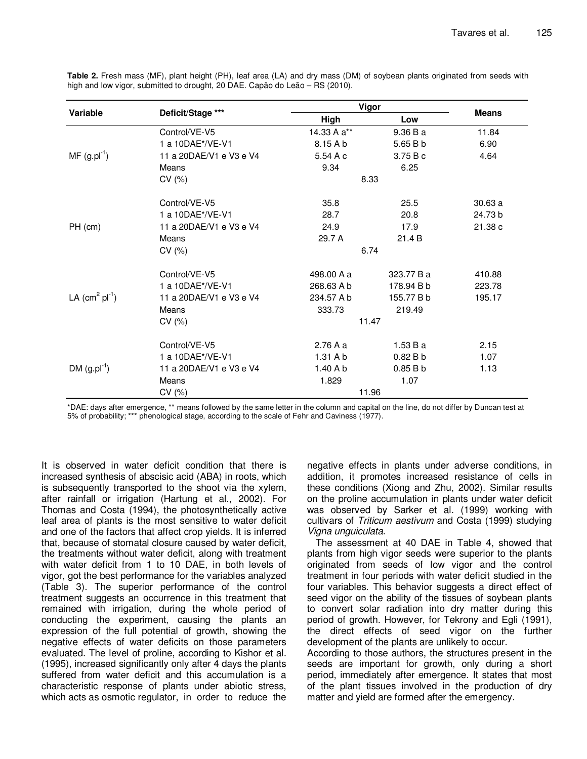**Table 2.** Fresh mass (MF), plant height (PH), leaf area (LA) and dry mass (DM) of soybean plants originated from seeds with high and low vigor, submitted to drought, 20 DAE. Capão do Leão – RS (2010).

| Variable | Deficit/Stage *** | Vigor | | Means |
|---|---|---|---|---|
| | | High | Low | |
| MF ($g.pl^{-1}$) | Control/VE-V5 | 14.33 A a** | 9.36 B a | 11.84 |
| | 1 a 10DAE*/VE-V1 | 8.15 A b | 5.65 B b | 6.90 |
| | 11 a 20DAE/V1 e V3 e V4 | 5.54 A c | 3.75 B c | 4.64 |
| | Means | 9.34 | 6.25 | |
| | CV (%) | 8.33 | | |
| PH (cm) | Control/VE-V5 | 35.8 | 25.5 | 30.63 a |
| | 1 a 10DAE*/VE-V1 | 28.7 | 20.8 | 24.73 b |
| | 11 a 20DAE/V1 e V3 e V4 | 24.9 | 17.9 | 21.38 c |
| | Means | 29.7 A | 21.4 B | |
| | CV (%) | 6.74 | | |
| LA ($cm^2$ $pl^{-1}$) | Control/VE-V5 | 498.00 A a | 323.77 B a | 410.88 |
| | 1 a 10DAE*/VE-V1 | 268.63 A b | 178.94 B b | 223.78 |
| | 11 a 20DAE/V1 e V3 e V4 | 234.57 A b | 155.77 B b | 195.17 |
| | Means | 333.73 | 219.49 | |
| | CV (%) | 11.47 | | |
| DM ($g.pl^{-1}$) | Control/VE-V5 | 2.76 A a | 1.53 B a | 2.15 |
| | 1 a 10DAE*/VE-V1 | 1.31 A b | 0.82 B b | 1.07 |
| | 11 a 20DAE/V1 e V3 e V4 | 1.40 A b | 0.85 B b | 1.13 |
| | Means | 1.829 | 1.07 | |
| | CV (%) | 11.96 | | |

*DAE: days after emergence, ** means followed by the same letter in the column and capital on the line, do not differ by Duncan test at 5% of probability; *** phenological stage, according to the scale of Fehr and Caviness (1977).

It is observed in water deficit condition that there is increased synthesis of abscisic acid (ABA) in roots, which is subsequently transported to the shoot via the xylem, after rainfall or irrigation (Hartung et al., 2002). For Thomas and Costa (1994), the photosynthetically active leaf area of plants is the most sensitive to water deficit and one of the factors that affect crop yields. It is inferred that, because of stomatal closure caused by water deficit, the treatments without water deficit, along with treatment with water deficit from 1 to 10 DAE, in both levels of vigor, got the best performance for the variables analyzed (Table 3). The superior performance of the control treatment suggests an occurrence in this treatment that remained with irrigation, during the whole period of conducting the experiment, causing the plants an expression of the full potential of growth, showing the negative effects of water deficits on those parameters evaluated. The level of proline, according to Kishor et al. (1995), increased significantly only after 4 days the plants suffered from water deficit and this accumulation is a characteristic response of plants under abiotic stress, which acts as osmotic regulator, in order to reduce the negative effects in plants under adverse conditions, in addition, it promotes increased resistance of cells in these conditions (Xiong and Zhu, 2002). Similar results on the proline accumulation in plants under water deficit was observed by Sarker et al. (1999) working with cultivars of *Triticum aestivum* and Costa (1999) studying *Vigna unguiculata*.

The assessment at 40 DAE in Table 4, showed that plants from high vigor seeds were superior to the plants originated from seeds of low vigor and the control treatment in four periods with water deficit studied in the four variables. This behavior suggests a direct effect of seed vigor on the ability of the tissues of soybean plants to convert solar radiation into dry matter during this period of growth. However, for Tekrony and Egli (1991), the direct effects of seed vigor on the further development of the plants are unlikely to occur.

According to those authors, the structures present in the seeds are important for growth, only during a short period, immediately after emergence. It states that most of the plant tissues involved in the production of dry matter and yield are formed after the emergency.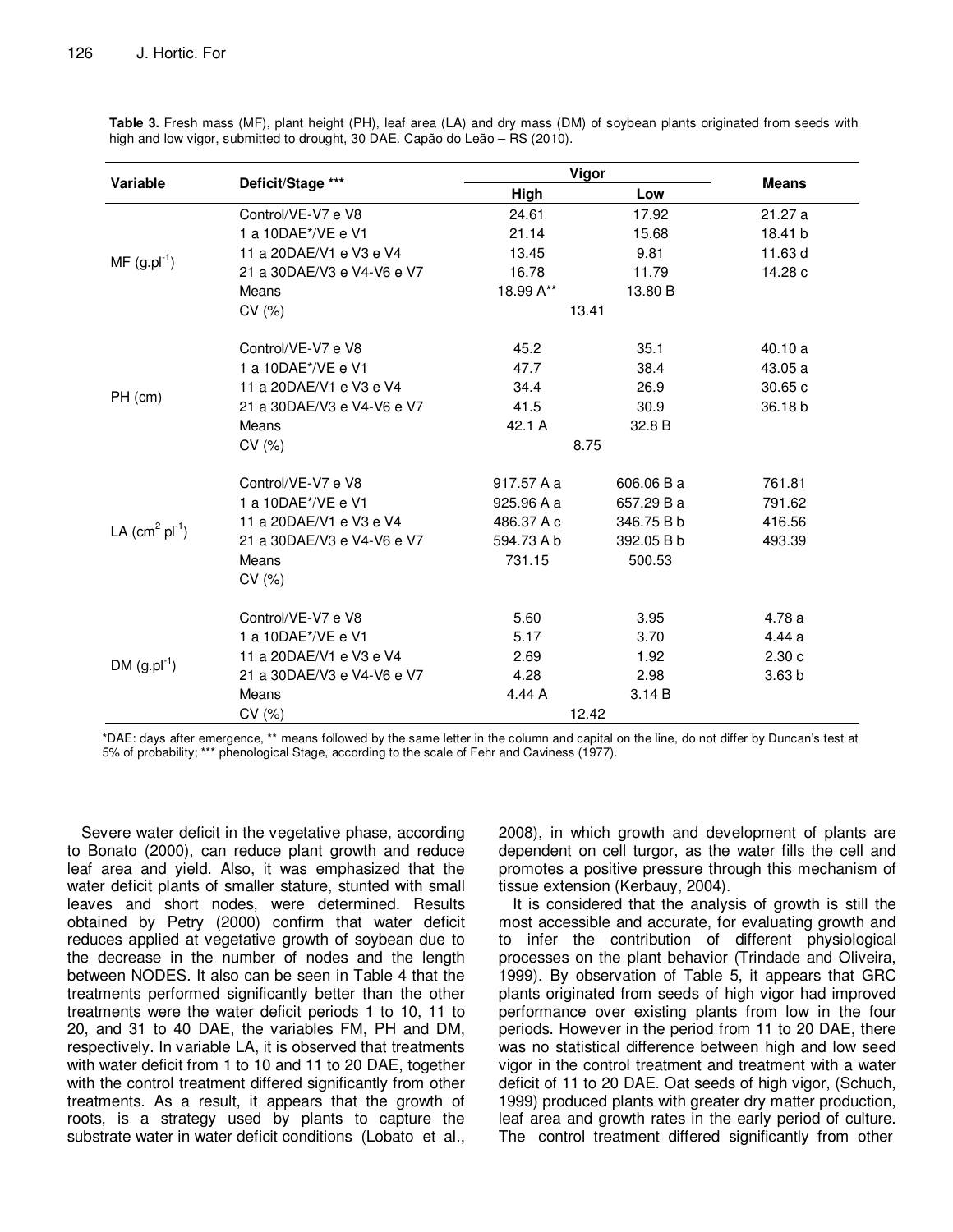**Table 3.** Fresh mass (MF), plant height (PH), leaf area (LA) and dry mass (DM) of soybean plants originated from seeds with high and low vigor, submitted to drought, 30 DAE. Capão do Leão – RS (2010).

| Variable | Deficit/Stage *** | Vigor | | Means |
|---|---|---|---|---|
| | | High | Low | |
| MF ($g.pl^{-1}$) | Control/VE-V7 e V8 | 24.61 | 17.92 | 21.27 a |
| | 1 a 10DAE*/VE e V1 | 21.14 | 15.68 | 18.41 b |
| | 11 a 20DAE/V1 e V3 e V4 | 13.45 | 9.81 | 11.63 d |
| | 21 a 30DAE/V3 e V4-V6 e V7 | 16.78 | 11.79 | 14.28 c |
| | Means | 18.99 A** | 13.80 B | |
| | CV (%) | 13.41 | | |
| PH (cm) | Control/VE-V7 e V8 | 45.2 | 35.1 | 40.10 a |
| | 1 a 10DAE*/VE e V1 | 47.7 | 38.4 | 43.05 a |
| | 11 a 20DAE/V1 e V3 e V4 | 34.4 | 26.9 | 30.65 c |
| | 21 a 30DAE/V3 e V4-V6 e V7 | 41.5 | 30.9 | 36.18 b |
| | Means | 42.1 A | 32.8 B | |
| | CV (%) | 8.75 | | |
| LA ($cm^2\ pl^{-1}$) | Control/VE-V7 e V8 | 917.57 A a | 606.06 B a | 761.81 |
| | 1 a 10DAE*/VE e V1 | 925.96 A a | 657.29 B a | 791.62 |
| | 11 a 20DAE/V1 e V3 e V4 | 486.37 A c | 346.75 B b | 416.56 |
| | 21 a 30DAE/V3 e V4-V6 e V7 | 594.73 A b | 392.05 B b | 493.39 |
| | Means | 731.15 | 500.53 | |
| | CV (%) | | | |
| DM ($g.pl^{-1}$) | Control/VE-V7 e V8 | 5.60 | 3.95 | 4.78 a |
| | 1 a 10DAE*/VE e V1 | 5.17 | 3.70 | 4.44 a |
| | 11 a 20DAE/V1 e V3 e V4 | 2.69 | 1.92 | 2.30 c |
| | 21 a 30DAE/V3 e V4-V6 e V7 | 4.28 | 2.98 | 3.63 b |
| | Means | 4.44 A | 3.14 B | |
| | CV (%) | 12.42 | | |

*DAE: days after emergence, ** means followed by the same letter in the column and capital on the line, do not differ by Duncan's test at 5% of probability; *** phenological Stage, according to the scale of Fehr and Caviness (1977).

Severe water deficit in the vegetative phase, according to Bonato (2000), can reduce plant growth and reduce leaf area and yield. Also, it was emphasized that the water deficit plants of smaller stature, stunted with small leaves and short nodes, were determined. Results obtained by Petry (2000) confirm that water deficit reduces applied at vegetative growth of soybean due to the decrease in the number of nodes and the length between NODES. It also can be seen in Table 4 that the treatments performed significantly better than the other treatments were the water deficit periods 1 to 10, 11 to 20, and 31 to 40 DAE, the variables FM, PH and DM, respectively. In variable LA, it is observed that treatments with water deficit from 1 to 10 and 11 to 20 DAE, together with the control treatment differed significantly from other treatments. As a result, it appears that the growth of roots, is a strategy used by plants to capture the substrate water in water deficit conditions (Lobato et al., 2008), in which growth and development of plants are dependent on cell turgor, as the water fills the cell and promotes a positive pressure through this mechanism of tissue extension (Kerbauy, 2004).

It is considered that the analysis of growth is still the most accessible and accurate, for evaluating growth and to infer the contribution of different physiological processes on the plant behavior (Trindade and Oliveira, 1999). By observation of Table 5, it appears that GRC plants originated from seeds of high vigor had improved performance over existing plants from low in the four periods. However in the period from 11 to 20 DAE, there was no statistical difference between high and low seed vigor in the control treatment and treatment with a water deficit of 11 to 20 DAE. Oat seeds of high vigor, (Schuch, 1999) produced plants with greater dry matter production, leaf area and growth rates in the early period of culture. The control treatment differed significantly from other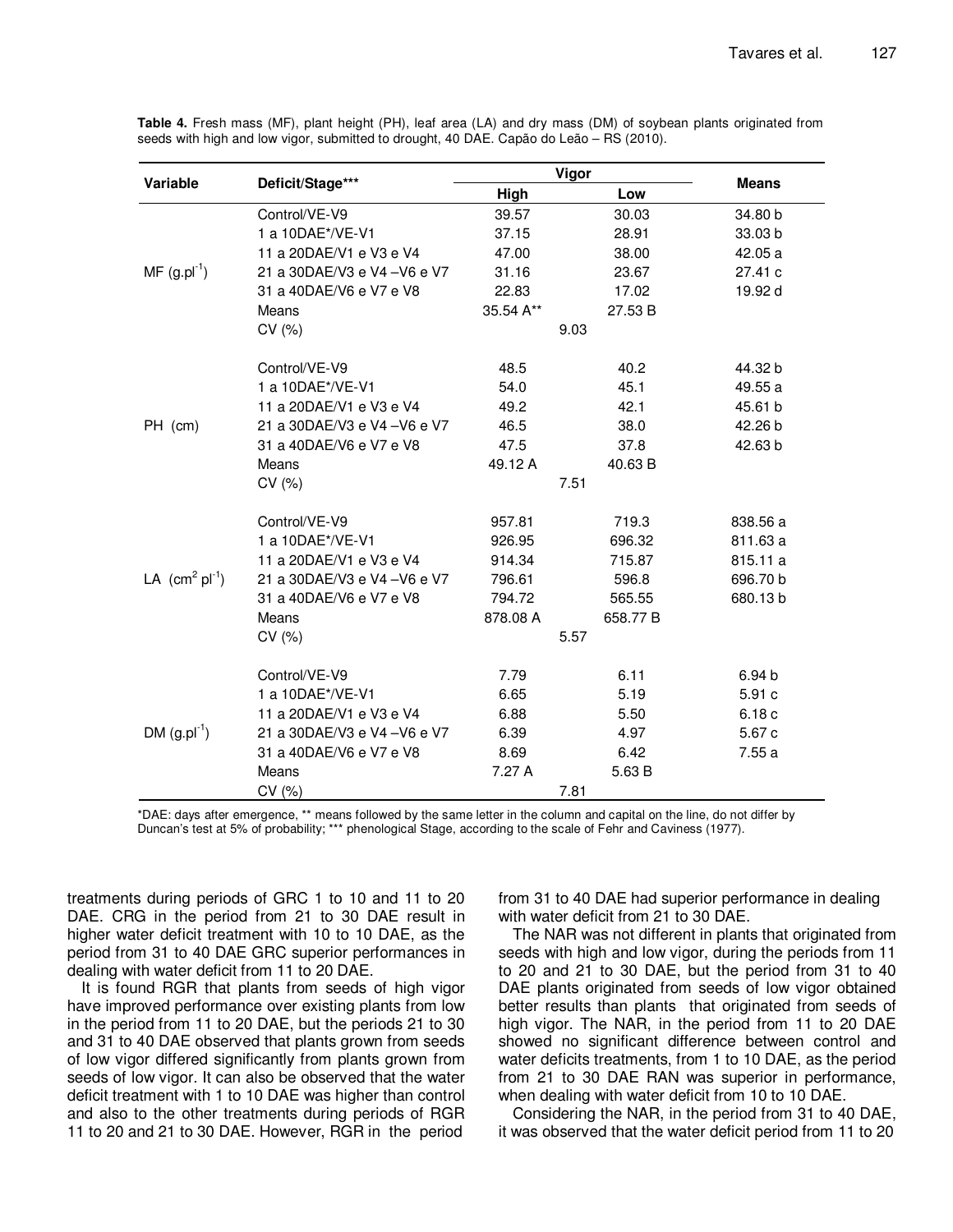**Table 4.** Fresh mass (MF), plant height (PH), leaf area (LA) and dry mass (DM) of soybean plants originated from seeds with high and low vigor, submitted to drought, 40 DAE. Capão do Leão – RS (2010).

| Variable | Deficit/Stage*** | Vigor | | Means |
|---|---|---|---|---|
| | | High | Low | |
| MF ($g.pl^{-1}$) | Control/VE-V9 | 39.57 | 30.03 | 34.80 b |
| | 1 a 10DAE*/VE-V1 | 37.15 | 28.91 | 33.03 b |
| | 11 a 20DAE/V1 e V3 e V4 | 47.00 | 38.00 | 42.05 a |
| | 21 a 30DAE/V3 e V4 –V6 e V7 | 31.16 | 23.67 | 27.41 c |
| | 31 a 40DAE/V6 e V7 e V8 | 22.83 | 17.02 | 19.92 d |
| | Means | 35.54 A** | 27.53 B | |
| | CV (%) | 9.03 | | |
| PH (cm) | Control/VE-V9 | 48.5 | 40.2 | 44.32 b |
| | 1 a 10DAE*/VE-V1 | 54.0 | 45.1 | 49.55 a |
| | 11 a 20DAE/V1 e V3 e V4 | 49.2 | 42.1 | 45.61 b |
| | 21 a 30DAE/V3 e V4 –V6 e V7 | 46.5 | 38.0 | 42.26 b |
| | 31 a 40DAE/V6 e V7 e V8 | 47.5 | 37.8 | 42.63 b |
| | Means | 49.12 A | 40.63 B | |
| | CV (%) | 7.51 | | |
| LA ($cm^2\ pl^{-1}$) | Control/VE-V9 | 957.81 | 719.3 | 838.56 a |
| | 1 a 10DAE*/VE-V1 | 926.95 | 696.32 | 811.63 a |
| | 11 a 20DAE/V1 e V3 e V4 | 914.34 | 715.87 | 815.11 a |
| | 21 a 30DAE/V3 e V4 –V6 e V7 | 796.61 | 596.8 | 696.70 b |
| | 31 a 40DAE/V6 e V7 e V8 | 794.72 | 565.55 | 680.13 b |
| | Means | 878.08 A | 658.77 B | |
| | CV (%) | 5.57 | | |
| DM ($g.pl^{-1}$) | Control/VE-V9 | 7.79 | 6.11 | 6.94 b |
| | 1 a 10DAE*/VE-V1 | 6.65 | 5.19 | 5.91 c |
| | 11 a 20DAE/V1 e V3 e V4 | 6.88 | 5.50 | 6.18 c |
| | 21 a 30DAE/V3 e V4 –V6 e V7 | 6.39 | 4.97 | 5.67 c |
| | 31 a 40DAE/V6 e V7 e V8 | 8.69 | 6.42 | 7.55 a |
| | Means | 7.27 A | 5.63 B | |
| | CV (%) | 7.81 | | |

*DAE: days after emergence, ** means followed by the same letter in the column and capital on the line, do not differ by Duncan's test at 5% of probability; *** phenological Stage, according to the scale of Fehr and Caviness (1977).

treatments during periods of GRC 1 to 10 and 11 to 20 DAE. CRG in the period from 21 to 30 DAE result in higher water deficit treatment with 10 to 10 DAE, as the period from 31 to 40 DAE GRC superior performances in dealing with water deficit from 11 to 20 DAE.

It is found RGR that plants from seeds of high vigor have improved performance over existing plants from low in the period from 11 to 20 DAE, but the periods 21 to 30 and 31 to 40 DAE observed that plants grown from seeds of low vigor differed significantly from plants grown from seeds of low vigor. It can also be observed that the water deficit treatment with 1 to 10 DAE was higher than control and also to the other treatments during periods of RGR 11 to 20 and 21 to 30 DAE. However, RGR in the period from 31 to 40 DAE had superior performance in dealing with water deficit from 21 to 30 DAE.

The NAR was not different in plants that originated from seeds with high and low vigor, during the periods from 11 to 20 and 21 to 30 DAE, but the period from 31 to 40 DAE plants originated from seeds of low vigor obtained better results than plants that originated from seeds of high vigor. The NAR, in the period from 11 to 20 DAE showed no significant difference between control and water deficits treatments, from 1 to 10 DAE, as the period from 21 to 30 DAE RAN was superior in performance, when dealing with water deficit from 10 to 10 DAE.

Considering the NAR, in the period from 31 to 40 DAE, it was observed that the water deficit period from 11 to 20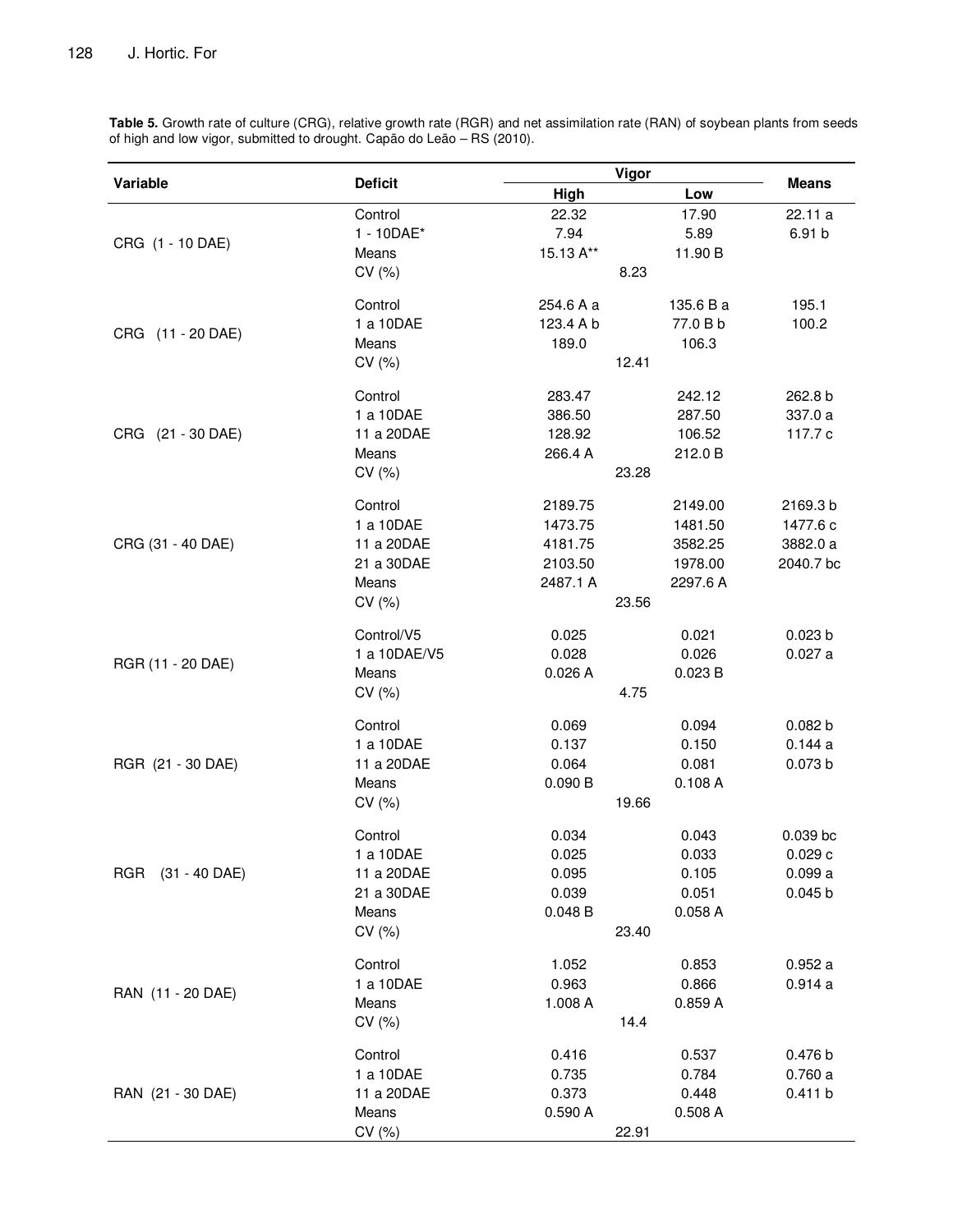**Table 5.** Growth rate of culture (CRG), relative growth rate (RGR) and net assimilation rate (RAN) of soybean plants from seeds of high and low vigor, submitted to drought. Capão do Leão – RS (2010).

| Variable | Deficit | Vigor | | Means |
|---|---|---|---|---|
| | | High | Low | |
| CRG (1 - 10 DAE) | Control | 22.32 | 17.90 | 22.11 a |
| | 1 - 10DAE* | 7.94 | 5.89 | 6.91 b |
| | Means | 15.13 A** | 11.90 B | |
| | CV (%) | 8.23 | | |
| CRG (11 - 20 DAE) | Control | 254.6 A a | 135.6 B a | 195.1 |
| | 1 a 10DAE | 123.4 A b | 77.0 B b | 100.2 |
| | Means | 189.0 | 106.3 | |
| | CV (%) | 12.41 | | |
| CRG (21 - 30 DAE) | Control | 283.47 | 242.12 | 262.8 b |
| | 1 a 10DAE | 386.50 | 287.50 | 337.0 a |
| | 11 a 20DAE | 128.92 | 106.52 | 117.7 c |
| | Means | 266.4 A | 212.0 B | |
| | CV (%) | 23.28 | | |
| CRG (31 - 40 DAE) | Control | 2189.75 | 2149.00 | 2169.3 b |
| | 1 a 10DAE | 1473.75 | 1481.50 | 1477.6 c |
| | 11 a 20DAE | 4181.75 | 3582.25 | 3882.0 a |
| | 21 a 30DAE | 2103.50 | 1978.00 | 2040.7 bc |
| | Means | 2487.1 A | 2297.6 A | |
| | CV (%) | 23.56 | | |
| RGR (11 - 20 DAE) | Control/V5 | 0.025 | 0.021 | 0.023 b |
| | 1 a 10DAE/V5 | 0.028 | 0.026 | 0.027 a |
| | Means | 0.026 A | 0.023 B | |
| | CV (%) | 4.75 | | |
| RGR (21 - 30 DAE) | Control | 0.069 | 0.094 | 0.082 b |
| | 1 a 10DAE | 0.137 | 0.150 | 0.144 a |
| | 11 a 20DAE | 0.064 | 0.081 | 0.073 b |
| | Means | 0.090 B | 0.108 A | |
| | CV (%) | 19.66 | | |
| RGR (31 - 40 DAE) | Control | 0.034 | 0.043 | 0.039 bc |
| | 1 a 10DAE | 0.025 | 0.033 | 0.029 c |
| | 11 a 20DAE | 0.095 | 0.105 | 0.099 a |
| | 21 a 30DAE | 0.039 | 0.051 | 0.045 b |
| | Means | 0.048 B | 0.058 A | |
| | CV (%) | 23.40 | | |
| RAN (11 - 20 DAE) | Control | 1.052 | 0.853 | 0.952 a |
| | 1 a 10DAE | 0.963 | 0.866 | 0.914 a |
| | Means | 1.008 A | 0.859 A | |
| | CV (%) | 14.4 | | |
| RAN (21 - 30 DAE) | Control | 0.416 | 0.537 | 0.476 b |
| | 1 a 10DAE | 0.735 | 0.784 | 0.760 a |
| | 11 a 20DAE | 0.373 | 0.448 | 0.411 b |
| | Means | 0.590 A | 0.508 A | |
| | CV (%) | 22.91 | | |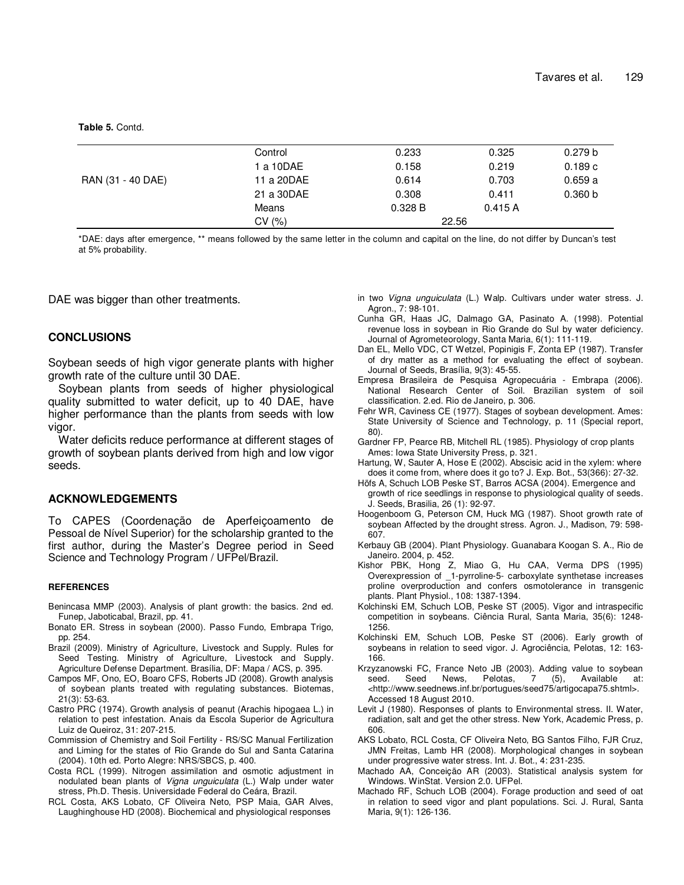**Table 5.** Contd.

| | | | | |
|---|---|---|---|---|
| RAN (31 - 40 DAE) | Control | 0.233 | 0.325 | 0.279 b |
| | 1 a 10DAE | 0.158 | 0.219 | 0.189 c |
| | 11 a 20DAE | 0.614 | 0.703 | 0.659 a |
| | 21 a 30DAE | 0.308 | 0.411 | 0.360 b |
| | Means | 0.328 B | 0.415 A | |
| | CV (%) | 22.56 | | |

*DAE: days after emergence, ** means followed by the same letter in the column and capital on the line, do not differ by Duncan's test at 5% probability.

DAE was bigger than other treatments.

## CONCLUSIONS

Soybean seeds of high vigor generate plants with higher growth rate of the culture until 30 DAE.

Soybean plants from seeds of higher physiological quality submitted to water deficit, up to 40 DAE, have higher performance than the plants from seeds with low vigor.

Water deficits reduce performance at different stages of growth of soybean plants derived from high and low vigor seeds.

## ACKNOWLEDGEMENTS

To CAPES (Coordenação de Aperfeiçoamento de Pessoal de Nível Superior) for the scholarship granted to the first author, during the Master's Degree period in Seed Science and Technology Program / UFPel/Brazil.

### REFERENCES

Benincasa MMP (2003). Analysis of plant growth: the basics. 2nd ed. Funep, Jaboticabal, Brazil, pp. 41.

Bonato ER. Stress in soybean (2000). Passo Fundo, Embrapa Trigo, pp. 254.

Brazil (2009). Ministry of Agriculture, Livestock and Supply. Rules for Seed Testing. Ministry of Agriculture, Livestock and Supply. Agriculture Defense Department. Brasília, DF: Mapa / ACS, p. 395.

Campos MF, Ono, EO, Boaro CFS, Roberts JD (2008). Growth analysis of soybean plants treated with regulating substances. Biotemas, 21(3): 53-63.

Castro PRC (1974). Growth analysis of peanut (Arachis hipogaea L.) in relation to pest infestation. Anais da Escola Superior de Agricultura Luiz de Queiroz, 31: 207-215.

Commission of Chemistry and Soil Fertility - RS/SC Manual Fertilization and Liming for the states of Rio Grande do Sul and Santa Catarina (2004). 10th ed. Porto Alegre: NRS/SBCS, p. 400.

Costa RCL (1999). Nitrogen assimilation and osmotic adjustment in nodulated bean plants of *Vigna unguiculata* (L.) Walp under water stress, Ph.D. Thesis. Universidade Federal do Ceára, Brazil.

RCL Costa, AKS Lobato, CF Oliveira Neto, PSP Maia, GAR Alves, Laughinghouse HD (2008). Biochemical and physiological responses in two *Vigna unguiculata* (L.) Walp. Cultivars under water stress. J. Agron., 7: 98-101.

Cunha GR, Haas JC, Dalmago GA, Pasinato A. (1998). Potential revenue loss in soybean in Rio Grande do Sul by water deficiency. Journal of Agrometeorology, Santa Maria, 6(1): 111-119.

Dan EL, Mello VDC, CT Wetzel, Popinigis F, Zonta EP (1987). Transfer of dry matter as a method for evaluating the effect of soybean. Journal of Seeds, Brasília, 9(3): 45-55.

Empresa Brasileira de Pesquisa Agropecuária - Embrapa (2006). National Research Center of Soil. Brazilian system of soil classification. 2.ed. Rio de Janeiro, p. 306.

Fehr WR, Caviness CE (1977). Stages of soybean development. Ames: State University of Science and Technology, p. 11 (Special report, 80).

Gardner FP, Pearce RB, Mitchell RL (1985). Physiology of crop plants Ames: Iowa State University Press, p. 321.

Hartung, W, Sauter A, Hose E (2002). Abscisic acid in the xylem: where does it come from, where does it go to? J. Exp. Bot., 53(366): 27-32.

Hõfs A, Schuch LOB Peske ST, Barros ACSA (2004). Emergence and growth of rice seedlings in response to physiological quality of seeds. J. Seeds, Brasilia, 26 (1): 92-97.

Hoogenboom G, Peterson CM, Huck MG (1987). Shoot growth rate of soybean Affected by the drought stress. Agron. J., Madison, 79: 598-607.

Kerbauy GB (2004). Plant Physiology. Guanabara Koogan S. A., Rio de Janeiro. 2004, p. 452.

Kishor PBK, Hong Z, Miao G, Hu CAA, Verma DPS (1995) Overexpression of _1-pyrroline-5- carboxylate synthetase increases proline overproduction and confers osmotolerance in transgenic plants. Plant Physiol., 108: 1387-1394.

Kolchinski EM, Schuch LOB, Peske ST (2005). Vigor and intraspecific competition in soybeans. Ciência Rural, Santa Maria, 35(6): 1248-1256.

Kolchinski EM, Schuch LOB, Peske ST (2006). Early growth of soybeans in relation to seed vigor. J. Agrociência, Pelotas, 12: 163-166.

Krzyzanowski FC, France Neto JB (2003). Adding value to soybean seed. Seed News, Pelotas, 7 (5), Available at: <http://www.seednews.inf.br/portugues/seed75/artigocapa75.shtml>. Accessed 18 August 2010.

Levit J (1980). Responses of plants to Environmental stress. II. Water, radiation, salt and get the other stress. New York, Academic Press, p. 606.

AKS Lobato, RCL Costa, CF Oliveira Neto, BG Santos Filho, FJR Cruz, JMN Freitas, Lamb HR (2008). Morphological changes in soybean under progressive water stress. Int. J. Bot., 4: 231-235.

Machado AA, Conceição AR (2003). Statistical analysis system for Windows. WinStat. Version 2.0. UFPel.

Machado RF, Schuch LOB (2004). Forage production and seed of oat in relation to seed vigor and plant populations. Sci. J. Rural, Santa Maria, 9(1): 126-136.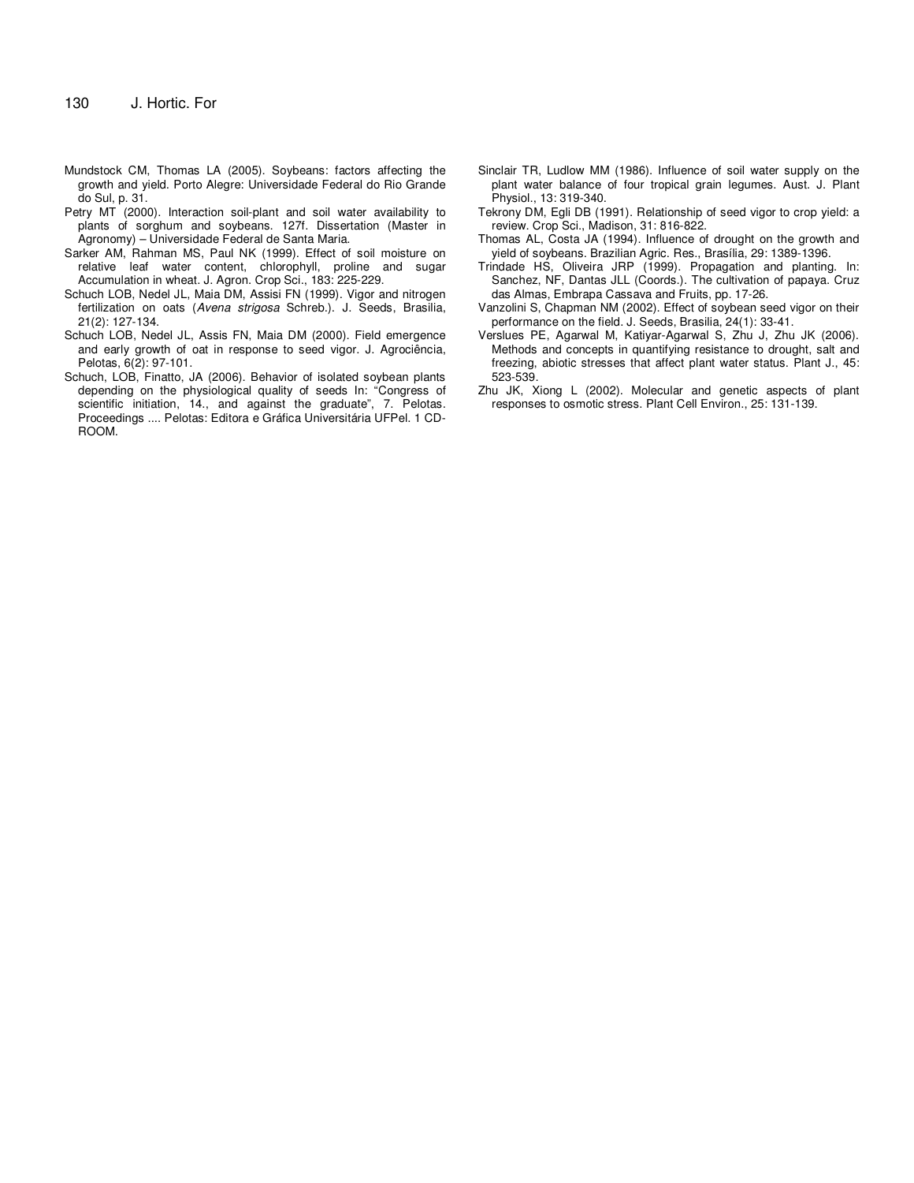Mundstock CM, Thomas LA (2005). Soybeans: factors affecting the growth and yield. Porto Alegre: Universidade Federal do Rio Grande do Sul, p. 31.

Petry MT (2000). Interaction soil-plant and soil water availability to plants of sorghum and soybeans. 127f. Dissertation (Master in Agronomy) – Universidade Federal de Santa Maria.

Sarker AM, Rahman MS, Paul NK (1999). Effect of soil moisture on relative leaf water content, chlorophyll, proline and sugar Accumulation in wheat. J. Agron. Crop Sci., 183: 225-229.

Schuch LOB, Nedel JL, Maia DM, Assisi FN (1999). Vigor and nitrogen fertilization on oats (*Avena strigosa* Schreb.). J. Seeds, Brasilia, 21(2): 127-134.

Schuch LOB, Nedel JL, Assis FN, Maia DM (2000). Field emergence and early growth of oat in response to seed vigor. J. Agrociência, Pelotas, 6(2): 97-101.

Schuch, LOB, Finatto, JA (2006). Behavior of isolated soybean plants depending on the physiological quality of seeds In: "Congress of scientific initiation, 14., and against the graduate", 7. Pelotas. Proceedings .... Pelotas: Editora e Gráfica Universitária UFPel. 1 CD-ROOM.

Sinclair TR, Ludlow MM (1986). Influence of soil water supply on the plant water balance of four tropical grain legumes. Aust. J. Plant Physiol., 13: 319-340.

Tekrony DM, Egli DB (1991). Relationship of seed vigor to crop yield: a review. Crop Sci., Madison, 31: 816-822.

Thomas AL, Costa JA (1994). Influence of drought on the growth and yield of soybeans. Brazilian Agric. Res., Brasília, 29: 1389-1396.

Trindade HS, Oliveira JRP (1999). Propagation and planting. In: Sanchez, NF, Dantas JLL (Coords.). The cultivation of papaya. Cruz das Almas, Embrapa Cassava and Fruits, pp. 17-26.

Vanzolini S, Chapman NM (2002). Effect of soybean seed vigor on their performance on the field. J. Seeds, Brasilia, 24(1): 33-41.

Verslues PE, Agarwal M, Katiyar-Agarwal S, Zhu J, Zhu JK (2006). Methods and concepts in quantifying resistance to drought, salt and freezing, abiotic stresses that affect plant water status. Plant J., 45: 523-539.

Zhu JK, Xiong L (2002). Molecular and genetic aspects of plant responses to osmotic stress. Plant Cell Environ., 25: 131-139.